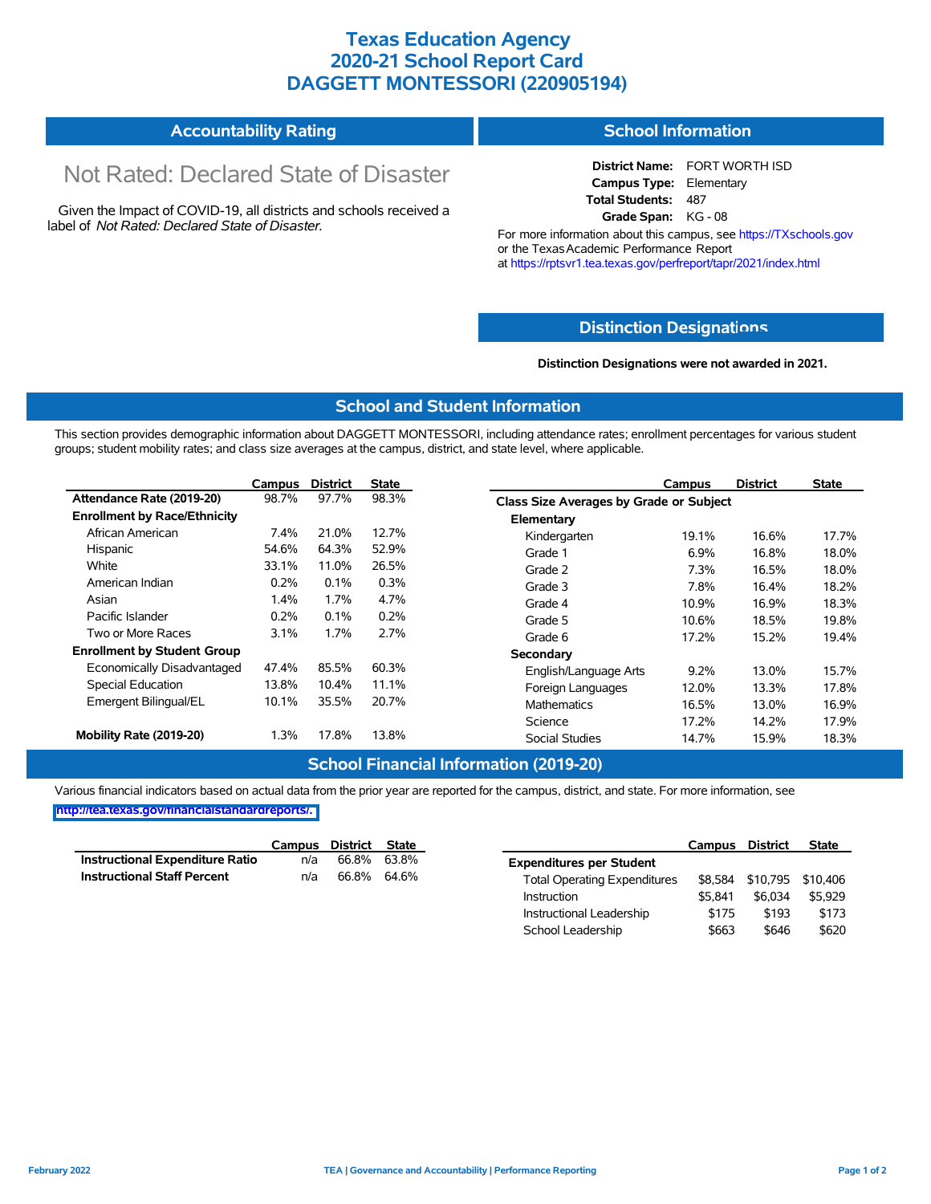# Texas Education Agency
# 2020-21 School Report Card
# DAGGETT MONTESSORI (220905194)

## Accountability Rating

Not Rated: Declared State of Disaster

Given the Impact of COVID-19, all districts and schools received a label of *Not Rated: Declared State of Disaster*.

## School Information

**District Name:** FORT WORTH ISD
**Campus Type:** Elementary
**Total Students:** 487
**Grade Span:** KG - 08

For more information about this campus, see https://TXschools.gov or the Texas Academic Performance Report at https://rptsvr1.tea.texas.gov/perfreport/tapr/2021/index.html

## Distinction Designations

**Distinction Designations were not awarded in 2021.**

## School and Student Information

This section provides demographic information about DAGGETT MONTESSORI, including attendance rates; enrollment percentages for various student groups; student mobility rates; and class size averages at the campus, district, and state level, where applicable.

| | Campus | District | State |
|---|---|---|---|
| **Attendance Rate (2019-20)** | 98.7% | 97.7% | 98.3% |
| **Enrollment by Race/Ethnicity** | | | |
| African American | 7.4% | 21.0% | 12.7% |
| Hispanic | 54.6% | 64.3% | 52.9% |
| White | 33.1% | 11.0% | 26.5% |
| American Indian | 0.2% | 0.1% | 0.3% |
| Asian | 1.4% | 1.7% | 4.7% |
| Pacific Islander | 0.2% | 0.1% | 0.2% |
| Two or More Races | 3.1% | 1.7% | 2.7% |
| **Enrollment by Student Group** | | | |
| Economically Disadvantaged | 47.4% | 85.5% | 60.3% |
| Special Education | 13.8% | 10.4% | 11.1% |
| Emergent Bilingual/EL | 10.1% | 35.5% | 20.7% |
| **Mobility Rate (2019-20)** | 1.3% | 17.8% | 13.8% |

| | Campus | District | State |
|---|---|---|---|
| **Class Size Averages by Grade or Subject** | | | |
| **Elementary** | | | |
| Kindergarten | 19.1% | 16.6% | 17.7% |
| Grade 1 | 6.9% | 16.8% | 18.0% |
| Grade 2 | 7.3% | 16.5% | 18.0% |
| Grade 3 | 7.8% | 16.4% | 18.2% |
| Grade 4 | 10.9% | 16.9% | 18.3% |
| Grade 5 | 10.6% | 18.5% | 19.8% |
| Grade 6 | 17.2% | 15.2% | 19.4% |
| **Secondary** | | | |
| English/Language Arts | 9.2% | 13.0% | 15.7% |
| Foreign Languages | 12.0% | 13.3% | 17.8% |
| Mathematics | 16.5% | 13.0% | 16.9% |
| Science | 17.2% | 14.2% | 17.9% |
| Social Studies | 14.7% | 15.9% | 18.3% |

## School Financial Information (2019-20)

Various financial indicators based on actual data from the prior year are reported for the campus, district, and state. For more information, see http://tea.texas.gov/financialstandardreports/.

| | Campus | District | State |
|---|---|---|---|
| **Instructional Expenditure Ratio** | n/a | 66.8% | 63.8% |
| **Instructional Staff Percent** | n/a | 66.8% | 64.6% |

| | Campus | District | State |
|---|---|---|---|
| **Expenditures per Student** | | | |
| Total Operating Expenditures | $8,584 | $10,795 | $10,406 |
| Instruction | $5,841 | $6,034 | $5,929 |
| Instructional Leadership | $175 | $193 | $173 |
| School Leadership | $663 | $646 | $620 |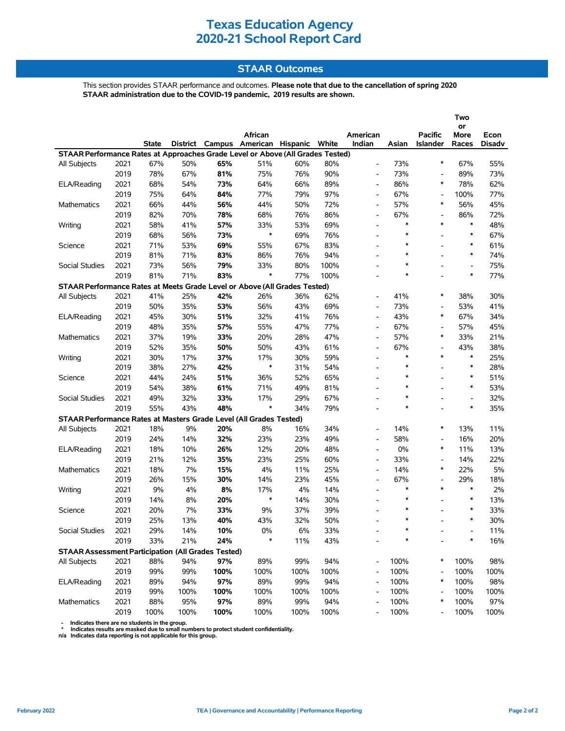# Texas Education Agency
# 2020-21 School Report Card

## STAAR Outcomes

This section provides STAAR performance and outcomes. **Please note that due to the cancellation of spring 2020 STAAR administration due to the COVID-19 pandemic, 2019 results are shown.**

| | | State | District | Campus | African American | Hispanic | White | American Indian | Asian | Pacific Islander | Two or More Races | Econ Disadv |
|---|---|---|---|---|---|---|---|---|---|---|---|---|
| **STAAR Performance Rates at Approaches Grade Level or Above (All Grades Tested)** | | | | | | | | | | | | |
| All Subjects | 2021 | 67% | 50% | **65%** | 51% | 60% | 80% | - | 73% | * | 67% | 55% |
| | 2019 | 78% | 67% | **81%** | 75% | 76% | 90% | - | 73% | - | 89% | 73% |
| ELA/Reading | 2021 | 68% | 54% | **73%** | 64% | 66% | 89% | - | 86% | * | 78% | 62% |
| | 2019 | 75% | 64% | **84%** | 77% | 79% | 97% | - | 67% | - | 100% | 77% |
| Mathematics | 2021 | 66% | 44% | **56%** | 44% | 50% | 72% | - | 57% | * | 56% | 45% |
| | 2019 | 82% | 70% | **78%** | 68% | 76% | 86% | - | 67% | - | 86% | 72% |
| Writing | 2021 | 58% | 41% | **57%** | 33% | 53% | 69% | - | * | * | * | 48% |
| | 2019 | 68% | 56% | **73%** | * | 69% | 76% | - | * | - | * | 67% |
| Science | 2021 | 71% | 53% | **69%** | 55% | 67% | 83% | - | * | - | * | 61% |
| | 2019 | 81% | 71% | **83%** | 86% | 76% | 94% | - | * | - | * | 74% |
| Social Studies | 2021 | 73% | 56% | **79%** | 33% | 80% | 100% | - | * | - | - | 75% |
| | 2019 | 81% | 71% | **83%** | * | 77% | 100% | - | * | - | * | 77% |
| **STAAR Performance Rates at Meets Grade Level or Above (All Grades Tested)** | | | | | | | | | | | | |
| All Subjects | 2021 | 41% | 25% | **42%** | 26% | 36% | 62% | - | 41% | * | 38% | 30% |
| | 2019 | 50% | 35% | **53%** | 56% | 43% | 69% | - | 73% | - | 53% | 41% |
| ELA/Reading | 2021 | 45% | 30% | **51%** | 32% | 41% | 76% | - | 43% | * | 67% | 34% |
| | 2019 | 48% | 35% | **57%** | 55% | 47% | 77% | - | 67% | - | 57% | 45% |
| Mathematics | 2021 | 37% | 19% | **33%** | 20% | 28% | 47% | - | 57% | * | 33% | 21% |
| | 2019 | 52% | 35% | **50%** | 50% | 43% | 61% | - | 67% | - | 43% | 38% |
| Writing | 2021 | 30% | 17% | **37%** | 17% | 30% | 59% | - | * | * | * | 25% |
| | 2019 | 38% | 27% | **42%** | * | 31% | 54% | - | * | - | * | 28% |
| Science | 2021 | 44% | 24% | **51%** | 36% | 52% | 65% | - | * | - | * | 51% |
| | 2019 | 54% | 38% | **61%** | 71% | 49% | 81% | - | * | - | * | 53% |
| Social Studies | 2021 | 49% | 32% | **33%** | 17% | 29% | 67% | - | * | - | - | 32% |
| | 2019 | 55% | 43% | **48%** | * | 34% | 79% | - | * | - | * | 35% |
| **STAAR Performance Rates at Masters Grade Level (All Grades Tested)** | | | | | | | | | | | | |
| All Subjects | 2021 | 18% | 9% | **20%** | 8% | 16% | 34% | - | 14% | * | 13% | 11% |
| | 2019 | 24% | 14% | **32%** | 23% | 23% | 49% | - | 58% | - | 16% | 20% |
| ELA/Reading | 2021 | 18% | 10% | **26%** | 12% | 20% | 48% | - | 0% | * | 11% | 13% |
| | 2019 | 21% | 12% | **35%** | 23% | 25% | 60% | - | 33% | - | 14% | 22% |
| Mathematics | 2021 | 18% | 7% | **15%** | 4% | 11% | 25% | - | 14% | * | 22% | 5% |
| | 2019 | 26% | 15% | **30%** | 14% | 23% | 45% | - | 67% | - | 29% | 18% |
| Writing | 2021 | 9% | 4% | **8%** | 17% | 4% | 14% | - | * | * | * | 2% |
| | 2019 | 14% | 8% | **20%** | * | 14% | 30% | - | * | - | * | 13% |
| Science | 2021 | 20% | 7% | **33%** | 9% | 37% | 39% | - | * | - | * | 33% |
| | 2019 | 25% | 13% | **40%** | 43% | 32% | 50% | - | * | - | * | 30% |
| Social Studies | 2021 | 29% | 14% | **10%** | 0% | 6% | 33% | - | * | - | - | 11% |
| | 2019 | 33% | 21% | **24%** | * | 11% | 43% | - | * | - | * | 16% |
| **STAAR Assessment Participation (All Grades Tested)** | | | | | | | | | | | | |
| All Subjects | 2021 | 88% | 94% | **97%** | 89% | 99% | 94% | - | 100% | * | 100% | 98% |
| | 2019 | 99% | 99% | **100%** | 100% | 100% | 100% | - | 100% | - | 100% | 100% |
| ELA/Reading | 2021 | 89% | 94% | **97%** | 89% | 99% | 94% | - | 100% | * | 100% | 98% |
| | 2019 | 99% | 100% | **100%** | 100% | 100% | 100% | - | 100% | - | 100% | 100% |
| Mathematics | 2021 | 88% | 95% | **97%** | 89% | 99% | 94% | - | 100% | * | 100% | 97% |
| | 2019 | 100% | 100% | **100%** | 100% | 100% | 100% | - | 100% | - | 100% | 100% |

- Indicates there are no students in the group.
\* Indicates results are masked due to small numbers to protect student confidentiality.
n/a Indicates data reporting is not applicable for this group.